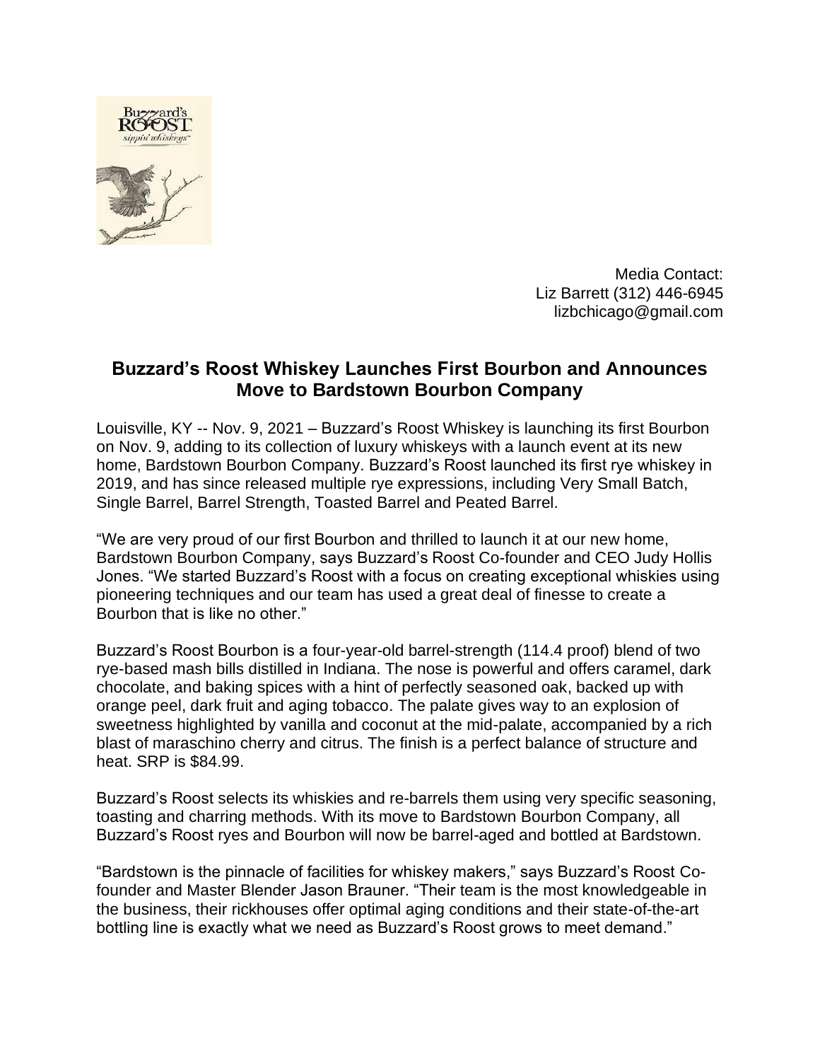Media Contact:
Liz Barrett (312) 446-6945
lizbchicago@gmail.com

## Buzzard's Roost Whiskey Launches First Bourbon and Announces Move to Bardstown Bourbon Company

Louisville, KY -- Nov. 9, 2021 – Buzzard's Roost Whiskey is launching its first Bourbon on Nov. 9, adding to its collection of luxury whiskeys with a launch event at its new home, Bardstown Bourbon Company. Buzzard's Roost launched its first rye whiskey in 2019, and has since released multiple rye expressions, including Very Small Batch, Single Barrel, Barrel Strength, Toasted Barrel and Peated Barrel.

"We are very proud of our first Bourbon and thrilled to launch it at our new home, Bardstown Bourbon Company, says Buzzard's Roost Co-founder and CEO Judy Hollis Jones. "We started Buzzard's Roost with a focus on creating exceptional whiskies using pioneering techniques and our team has used a great deal of finesse to create a Bourbon that is like no other."

Buzzard's Roost Bourbon is a four-year-old barrel-strength (114.4 proof) blend of two rye-based mash bills distilled in Indiana. The nose is powerful and offers caramel, dark chocolate, and baking spices with a hint of perfectly seasoned oak, backed up with orange peel, dark fruit and aging tobacco. The palate gives way to an explosion of sweetness highlighted by vanilla and coconut at the mid-palate, accompanied by a rich blast of maraschino cherry and citrus. The finish is a perfect balance of structure and heat. SRP is $84.99.

Buzzard's Roost selects its whiskies and re-barrels them using very specific seasoning, toasting and charring methods. With its move to Bardstown Bourbon Company, all Buzzard's Roost ryes and Bourbon will now be barrel-aged and bottled at Bardstown.

"Bardstown is the pinnacle of facilities for whiskey makers," says Buzzard's Roost Co-founder and Master Blender Jason Brauner. "Their team is the most knowledgeable in the business, their rickhouses offer optimal aging conditions and their state-of-the-art bottling line is exactly what we need as Buzzard's Roost grows to meet demand."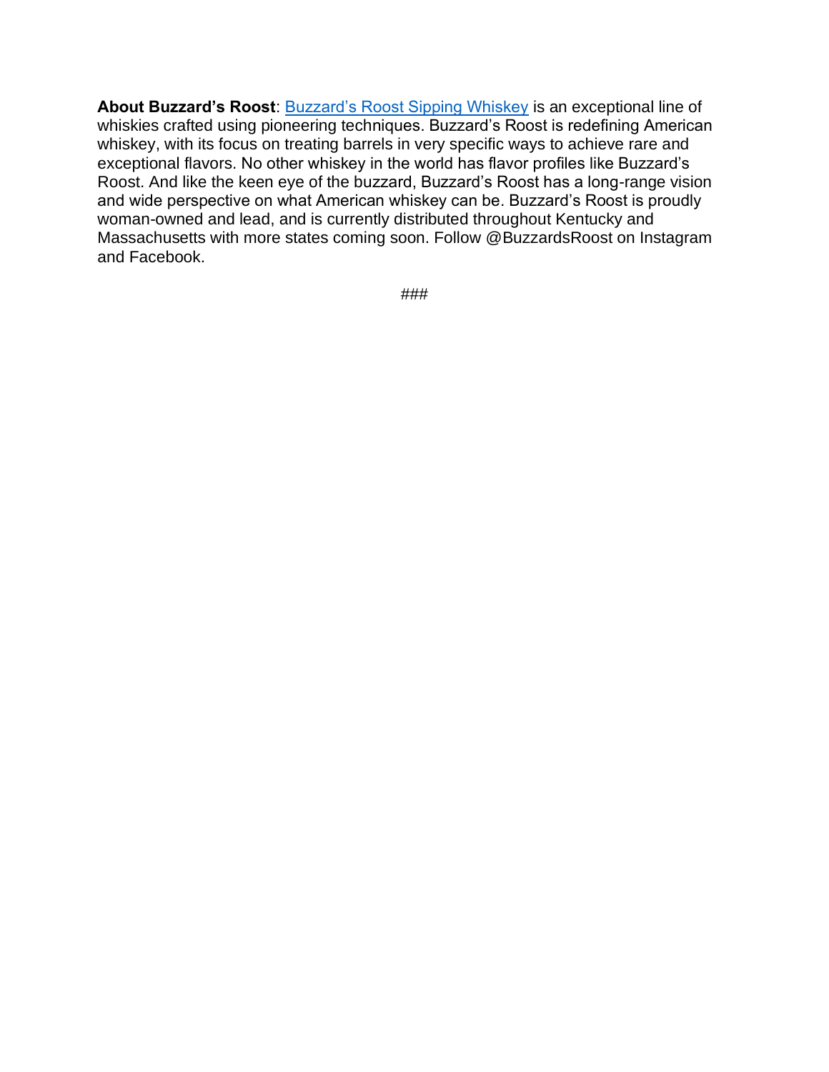**About Buzzard's Roost**: Buzzard's Roost Sipping Whiskey is an exceptional line of whiskies crafted using pioneering techniques. Buzzard's Roost is redefining American whiskey, with its focus on treating barrels in very specific ways to achieve rare and exceptional flavors. No other whiskey in the world has flavor profiles like Buzzard's Roost. And like the keen eye of the buzzard, Buzzard's Roost has a long-range vision and wide perspective on what American whiskey can be. Buzzard's Roost is proudly woman-owned and lead, and is currently distributed throughout Kentucky and Massachusetts with more states coming soon. Follow @BuzzardsRoost on Instagram and Facebook.

###